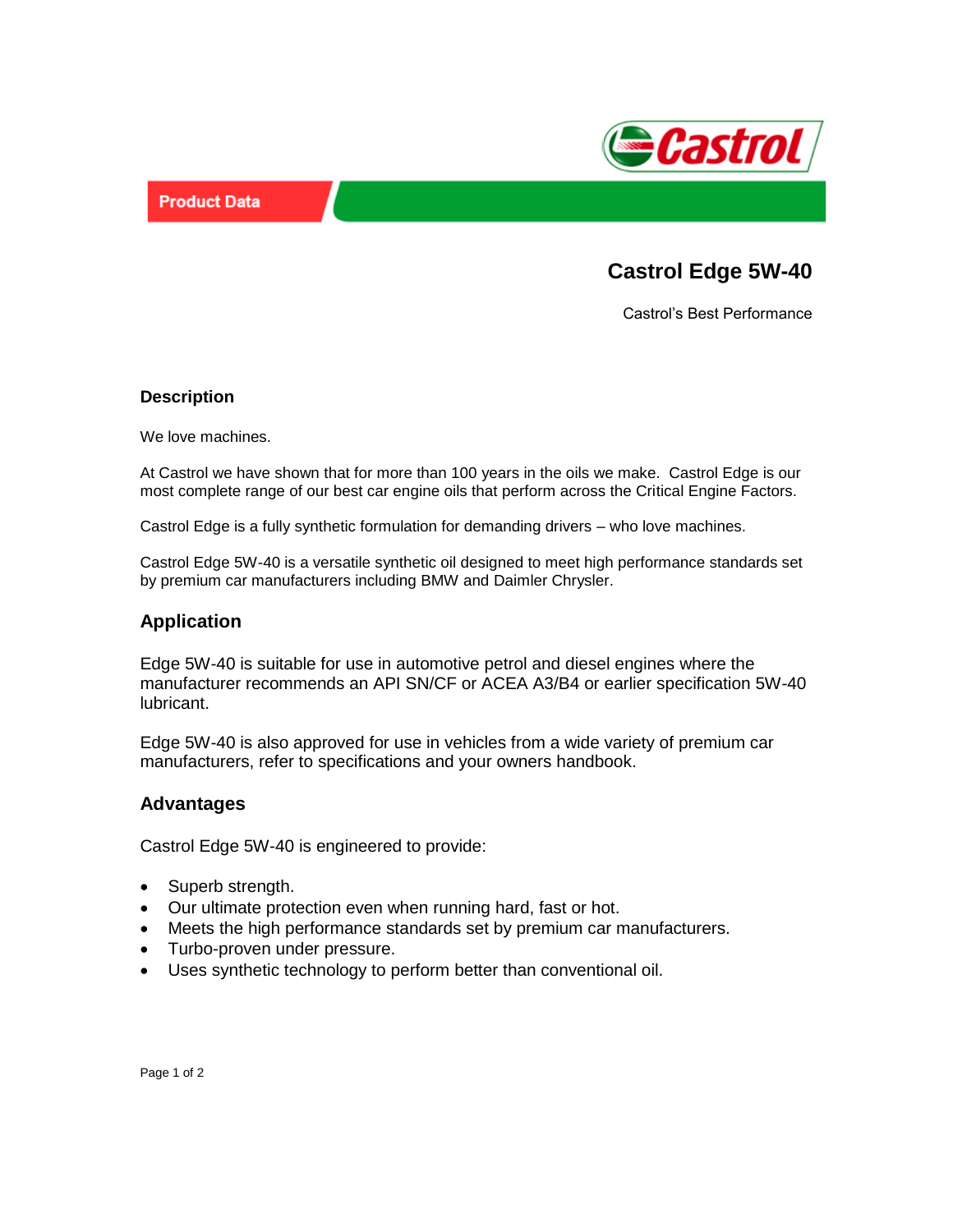Product Data

# Castrol Edge 5W-40

Castrol's Best Performance

## Description

We love machines.

At Castrol we have shown that for more than 100 years in the oils we make.  Castrol Edge is our most complete range of our best car engine oils that perform across the Critical Engine Factors.

Castrol Edge is a fully synthetic formulation for demanding drivers – who love machines.

Castrol Edge 5W-40 is a versatile synthetic oil designed to meet high performance standards set by premium car manufacturers including BMW and Daimler Chrysler.

## Application

Edge 5W-40 is suitable for use in automotive petrol and diesel engines where the manufacturer recommends an API SN/CF or ACEA A3/B4 or earlier specification 5W-40 lubricant.

Edge 5W-40 is also approved for use in vehicles from a wide variety of premium car manufacturers, refer to specifications and your owners handbook.

## Advantages

Castrol Edge 5W-40 is engineered to provide:

- Superb strength.
- Our ultimate protection even when running hard, fast or hot.
- Meets the high performance standards set by premium car manufacturers.
- Turbo-proven under pressure.
- Uses synthetic technology to perform better than conventional oil.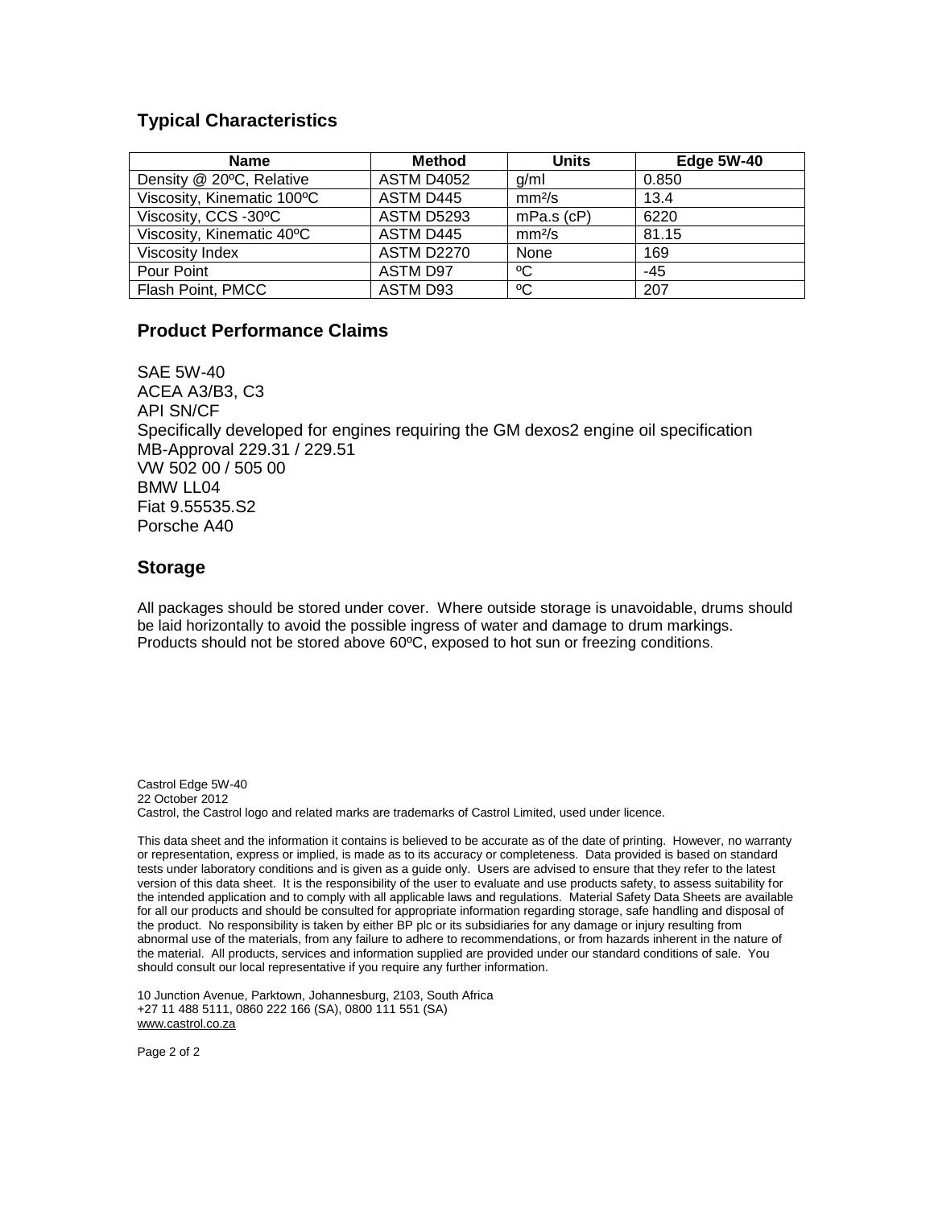## Typical Characteristics

| Name | Method | Units | Edge 5W-40 |
| --- | --- | --- | --- |
| Density @ 20ºC, Relative | ASTM D4052 | g/ml | 0.850 |
| Viscosity, Kinematic 100ºC | ASTM D445 | $mm^2/s$ | 13.4 |
| Viscosity, CCS -30ºC | ASTM D5293 | mPa.s (cP) | 6220 |
| Viscosity, Kinematic 40ºC | ASTM D445 | $mm^2/s$ | 81.15 |
| Viscosity Index | ASTM D2270 | None | 169 |
| Pour Point | ASTM D97 | ºC | -45 |
| Flash Point, PMCC | ASTM D93 | ºC | 207 |

## Product Performance Claims

SAE 5W-40
ACEA A3/B3, C3
API SN/CF
Specifically developed for engines requiring the GM dexos2 engine oil specification
MB-Approval 229.31 / 229.51
VW 502 00 / 505 00
BMW LL04
Fiat 9.55535.S2
Porsche A40

## Storage

All packages should be stored under cover. Where outside storage is unavoidable, drums should be laid horizontally to avoid the possible ingress of water and damage to drum markings. Products should not be stored above 60ºC, exposed to hot sun or freezing conditions.

Castrol Edge 5W-40
22 October 2012
Castrol, the Castrol logo and related marks are trademarks of Castrol Limited, used under licence.

This data sheet and the information it contains is believed to be accurate as of the date of printing. However, no warranty or representation, express or implied, is made as to its accuracy or completeness. Data provided is based on standard tests under laboratory conditions and is given as a guide only. Users are advised to ensure that they refer to the latest version of this data sheet. It is the responsibility of the user to evaluate and use products safety, to assess suitability for the intended application and to comply with all applicable laws and regulations. Material Safety Data Sheets are available for all our products and should be consulted for appropriate information regarding storage, safe handling and disposal of the product. No responsibility is taken by either BP plc or its subsidiaries for any damage or injury resulting from abnormal use of the materials, from any failure to adhere to recommendations, or from hazards inherent in the nature of the material. All products, services and information supplied are provided under our standard conditions of sale. You should consult our local representative if you require any further information.

10 Junction Avenue, Parktown, Johannesburg, 2103, South Africa
+27 11 488 5111, 0860 222 166 (SA), 0800 111 551 (SA)
www.castrol.co.za